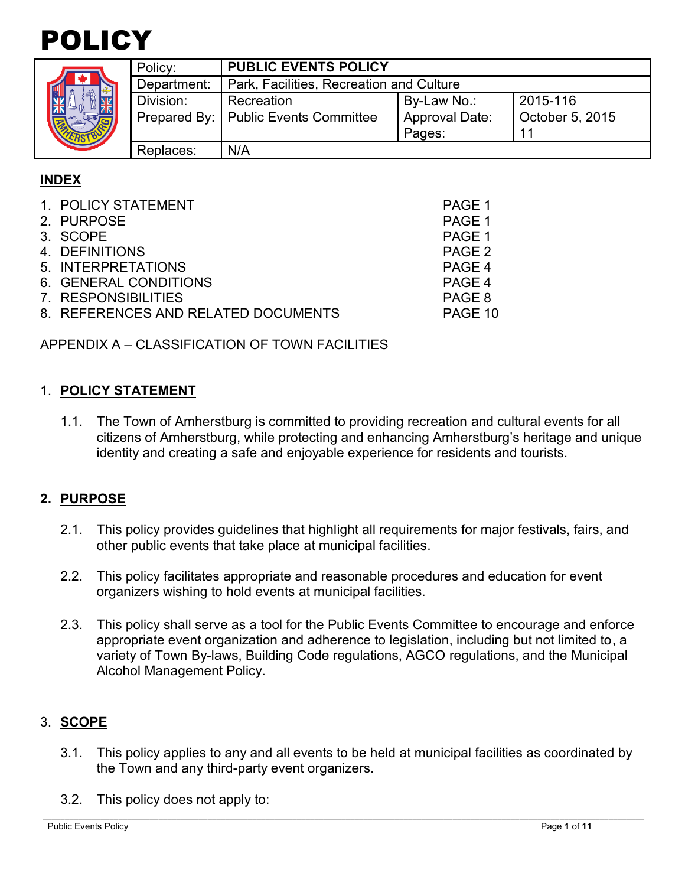# POLICY

| Policy: | PUBLIC EVENTS POLICY | | |
|---|---|---|---|
| Department: | Park, Facilities, Recreation and Culture | | |
| Division: | Recreation | By-Law No.: | 2015-116 |
| Prepared By: | Public Events Committee | Approval Date: | October 5, 2015 |
| | | Pages: | 11 |
| Replaces: | N/A | | |

## INDEX

1. POLICY STATEMENT PAGE 1
2. PURPOSE PAGE 1
3. SCOPE PAGE 1
4. DEFINITIONS PAGE 2
5. INTERPRETATIONS PAGE 4
6. GENERAL CONDITIONS PAGE 4
7. RESPONSIBILITIES PAGE 8
8. REFERENCES AND RELATED DOCUMENTS PAGE 10

APPENDIX A – CLASSIFICATION OF TOWN FACILITIES

## 1. POLICY STATEMENT

1.1. The Town of Amherstburg is committed to providing recreation and cultural events for all citizens of Amherstburg, while protecting and enhancing Amherstburg's heritage and unique identity and creating a safe and enjoyable experience for residents and tourists.

## 2. PURPOSE

2.1. This policy provides guidelines that highlight all requirements for major festivals, fairs, and other public events that take place at municipal facilities.

2.2. This policy facilitates appropriate and reasonable procedures and education for event organizers wishing to hold events at municipal facilities.

2.3. This policy shall serve as a tool for the Public Events Committee to encourage and enforce appropriate event organization and adherence to legislation, including but not limited to, a variety of Town By-laws, Building Code regulations, AGCO regulations, and the Municipal Alcohol Management Policy.

## 3. SCOPE

3.1. This policy applies to any and all events to be held at municipal facilities as coordinated by the Town and any third-party event organizers.

3.2. This policy does not apply to: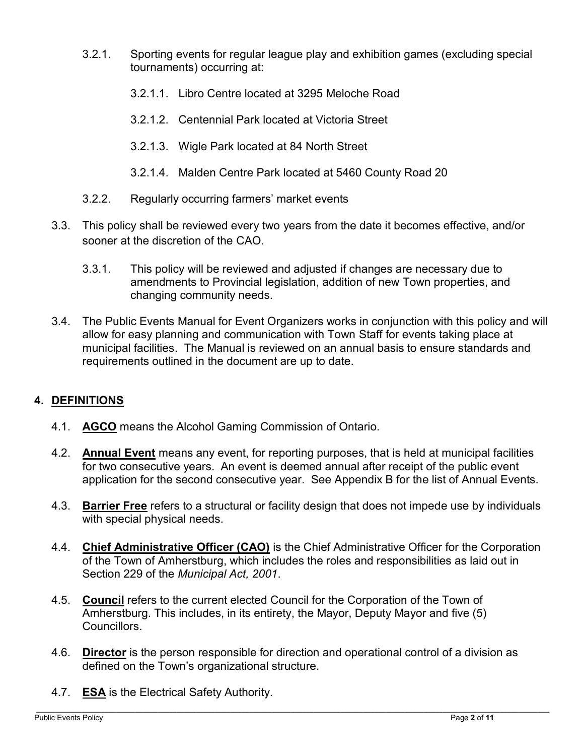3.2.1. Sporting events for regular league play and exhibition games (excluding special tournaments) occurring at:

3.2.1.1. Libro Centre located at 3295 Meloche Road

3.2.1.2. Centennial Park located at Victoria Street

3.2.1.3. Wigle Park located at 84 North Street

3.2.1.4. Malden Centre Park located at 5460 County Road 20

3.2.2. Regularly occurring farmers' market events

3.3. This policy shall be reviewed every two years from the date it becomes effective, and/or sooner at the discretion of the CAO.

3.3.1. This policy will be reviewed and adjusted if changes are necessary due to amendments to Provincial legislation, addition of new Town properties, and changing community needs.

3.4. The Public Events Manual for Event Organizers works in conjunction with this policy and will allow for easy planning and communication with Town Staff for events taking place at municipal facilities. The Manual is reviewed on an annual basis to ensure standards and requirements outlined in the document are up to date.

## 4. DEFINITIONS

4.1. **AGCO** means the Alcohol Gaming Commission of Ontario.

4.2. **Annual Event** means any event, for reporting purposes, that is held at municipal facilities for two consecutive years. An event is deemed annual after receipt of the public event application for the second consecutive year. See Appendix B for the list of Annual Events.

4.3. **Barrier Free** refers to a structural or facility design that does not impede use by individuals with special physical needs.

4.4. **Chief Administrative Officer (CAO)** is the Chief Administrative Officer for the Corporation of the Town of Amherstburg, which includes the roles and responsibilities as laid out in Section 229 of the *Municipal Act, 2001*.

4.5. **Council** refers to the current elected Council for the Corporation of the Town of Amherstburg. This includes, in its entirety, the Mayor, Deputy Mayor and five (5) Councillors.

4.6. **Director** is the person responsible for direction and operational control of a division as defined on the Town's organizational structure.

4.7. **ESA** is the Electrical Safety Authority.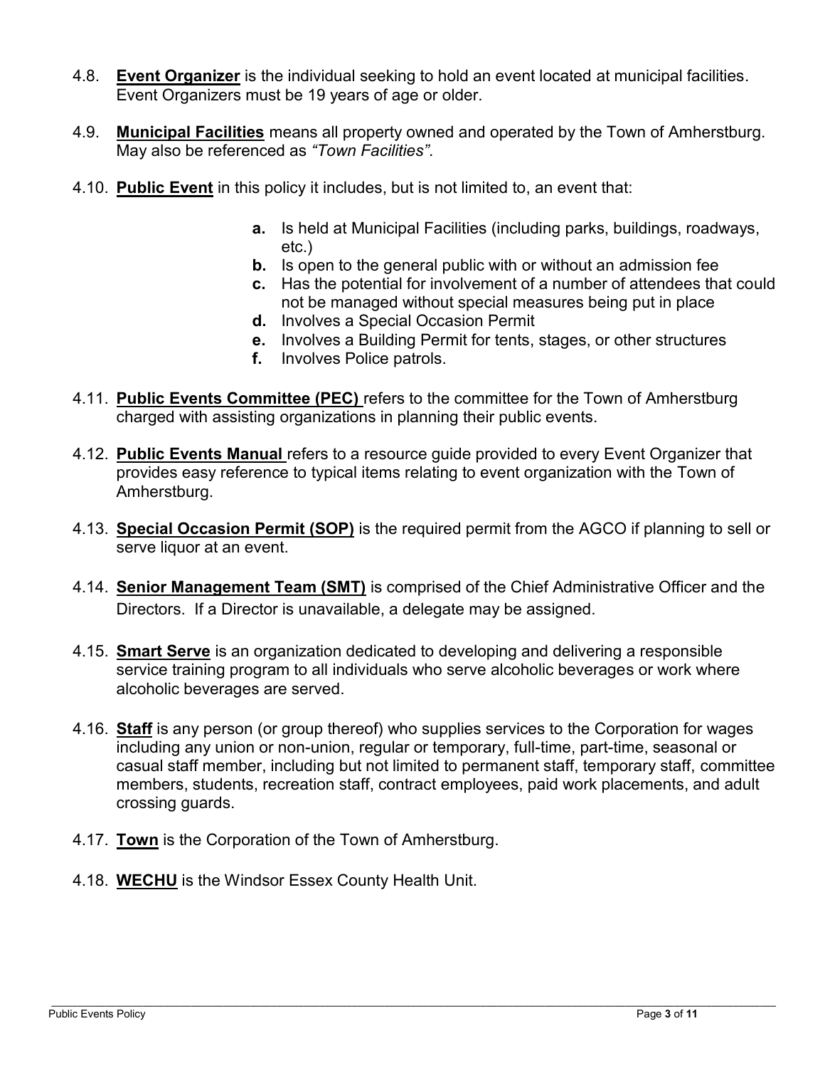4.8. **Event Organizer** is the individual seeking to hold an event located at municipal facilities. Event Organizers must be 19 years of age or older.

4.9. **Municipal Facilities** means all property owned and operated by the Town of Amherstburg. May also be referenced as *"Town Facilities"*.

4.10. **Public Event** in this policy it includes, but is not limited to, an event that:

- **a.** Is held at Municipal Facilities (including parks, buildings, roadways, etc.)
- **b.** Is open to the general public with or without an admission fee
- **c.** Has the potential for involvement of a number of attendees that could not be managed without special measures being put in place
- **d.** Involves a Special Occasion Permit
- **e.** Involves a Building Permit for tents, stages, or other structures
- **f.** Involves Police patrols.

4.11. **Public Events Committee (PEC)** refers to the committee for the Town of Amherstburg charged with assisting organizations in planning their public events.

4.12. **Public Events Manual** refers to a resource guide provided to every Event Organizer that provides easy reference to typical items relating to event organization with the Town of Amherstburg.

4.13. **Special Occasion Permit (SOP)** is the required permit from the AGCO if planning to sell or serve liquor at an event.

4.14. **Senior Management Team (SMT)** is comprised of the Chief Administrative Officer and the Directors. If a Director is unavailable, a delegate may be assigned.

4.15. **Smart Serve** is an organization dedicated to developing and delivering a responsible service training program to all individuals who serve alcoholic beverages or work where alcoholic beverages are served.

4.16. **Staff** is any person (or group thereof) who supplies services to the Corporation for wages including any union or non-union, regular or temporary, full-time, part-time, seasonal or casual staff member, including but not limited to permanent staff, temporary staff, committee members, students, recreation staff, contract employees, paid work placements, and adult crossing guards.

4.17. **Town** is the Corporation of the Town of Amherstburg.

4.18. **WECHU** is the Windsor Essex County Health Unit.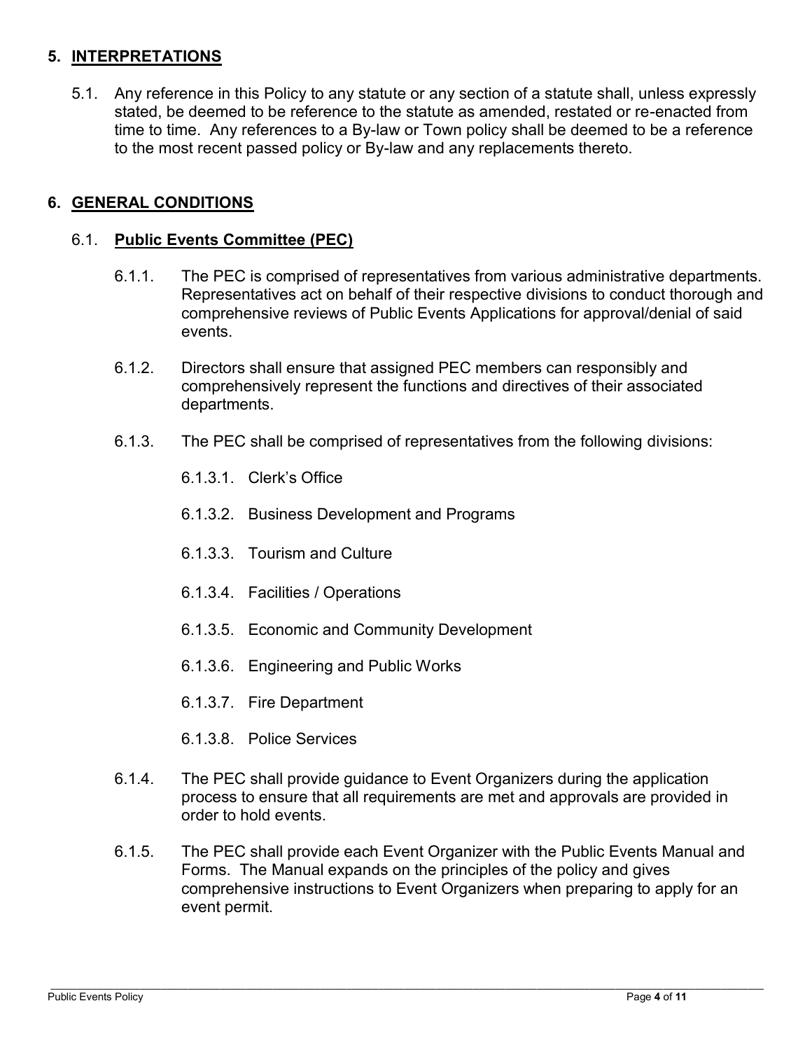## 5. INTERPRETATIONS

5.1. Any reference in this Policy to any statute or any section of a statute shall, unless expressly stated, be deemed to be reference to the statute as amended, restated or re-enacted from time to time. Any references to a By-law or Town policy shall be deemed to be a reference to the most recent passed policy or By-law and any replacements thereto.

## 6. GENERAL CONDITIONS

### 6.1. Public Events Committee (PEC)

6.1.1. The PEC is comprised of representatives from various administrative departments. Representatives act on behalf of their respective divisions to conduct thorough and comprehensive reviews of Public Events Applications for approval/denial of said events.

6.1.2. Directors shall ensure that assigned PEC members can responsibly and comprehensively represent the functions and directives of their associated departments.

6.1.3. The PEC shall be comprised of representatives from the following divisions:

6.1.3.1. Clerk's Office

6.1.3.2. Business Development and Programs

6.1.3.3. Tourism and Culture

6.1.3.4. Facilities / Operations

6.1.3.5. Economic and Community Development

6.1.3.6. Engineering and Public Works

6.1.3.7. Fire Department

6.1.3.8. Police Services

6.1.4. The PEC shall provide guidance to Event Organizers during the application process to ensure that all requirements are met and approvals are provided in order to hold events.

6.1.5. The PEC shall provide each Event Organizer with the Public Events Manual and Forms. The Manual expands on the principles of the policy and gives comprehensive instructions to Event Organizers when preparing to apply for an event permit.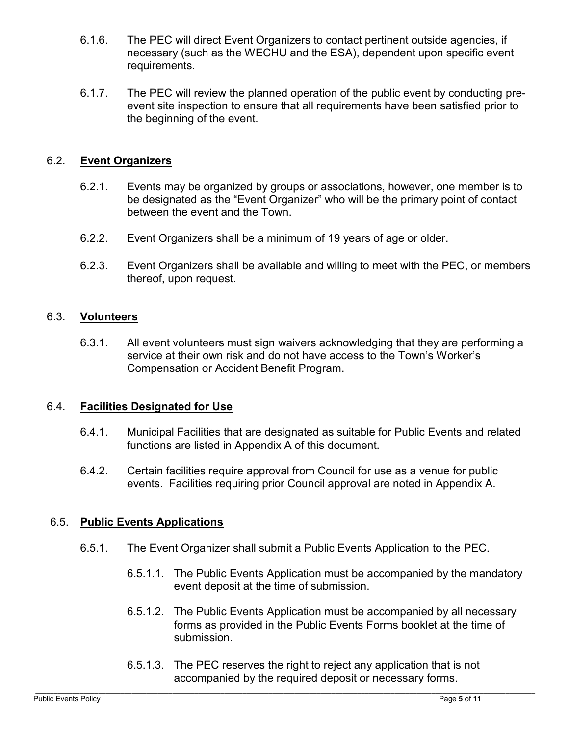6.1.6. The PEC will direct Event Organizers to contact pertinent outside agencies, if necessary (such as the WECHU and the ESA), dependent upon specific event requirements.

6.1.7. The PEC will review the planned operation of the public event by conducting pre-event site inspection to ensure that all requirements have been satisfied prior to the beginning of the event.

## 6.2. Event Organizers

6.2.1. Events may be organized by groups or associations, however, one member is to be designated as the "Event Organizer" who will be the primary point of contact between the event and the Town.

6.2.2. Event Organizers shall be a minimum of 19 years of age or older.

6.2.3. Event Organizers shall be available and willing to meet with the PEC, or members thereof, upon request.

## 6.3. Volunteers

6.3.1. All event volunteers must sign waivers acknowledging that they are performing a service at their own risk and do not have access to the Town's Worker's Compensation or Accident Benefit Program.

## 6.4. Facilities Designated for Use

6.4.1. Municipal Facilities that are designated as suitable for Public Events and related functions are listed in Appendix A of this document.

6.4.2. Certain facilities require approval from Council for use as a venue for public events. Facilities requiring prior Council approval are noted in Appendix A.

## 6.5. Public Events Applications

6.5.1. The Event Organizer shall submit a Public Events Application to the PEC.

6.5.1.1. The Public Events Application must be accompanied by the mandatory event deposit at the time of submission.

6.5.1.2. The Public Events Application must be accompanied by all necessary forms as provided in the Public Events Forms booklet at the time of submission.

6.5.1.3. The PEC reserves the right to reject any application that is not accompanied by the required deposit or necessary forms.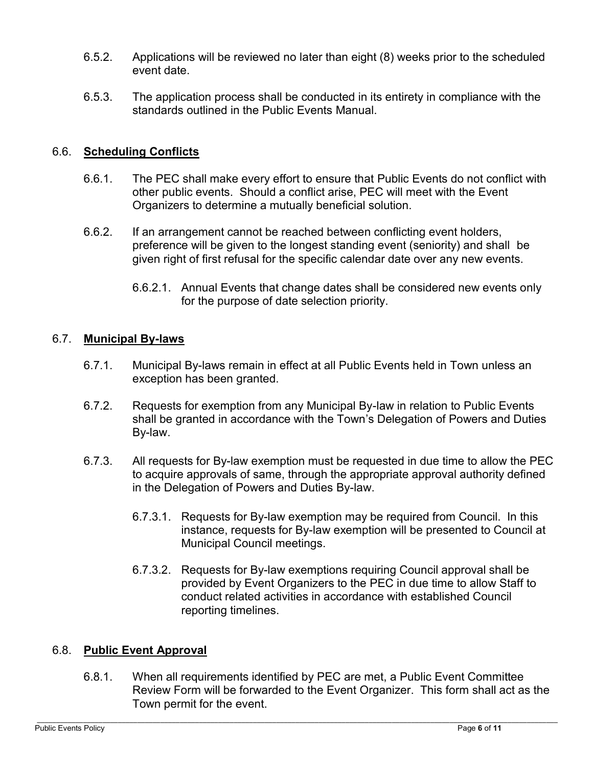6.5.2. Applications will be reviewed no later than eight (8) weeks prior to the scheduled event date.

6.5.3. The application process shall be conducted in its entirety in compliance with the standards outlined in the Public Events Manual.

## 6.6. **Scheduling Conflicts**

6.6.1. The PEC shall make every effort to ensure that Public Events do not conflict with other public events. Should a conflict arise, PEC will meet with the Event Organizers to determine a mutually beneficial solution.

6.6.2. If an arrangement cannot be reached between conflicting event holders, preference will be given to the longest standing event (seniority) and shall be given right of first refusal for the specific calendar date over any new events.

6.6.2.1. Annual Events that change dates shall be considered new events only for the purpose of date selection priority.

## 6.7. **Municipal By-laws**

6.7.1. Municipal By-laws remain in effect at all Public Events held in Town unless an exception has been granted.

6.7.2. Requests for exemption from any Municipal By-law in relation to Public Events shall be granted in accordance with the Town's Delegation of Powers and Duties By-law.

6.7.3. All requests for By-law exemption must be requested in due time to allow the PEC to acquire approvals of same, through the appropriate approval authority defined in the Delegation of Powers and Duties By-law.

6.7.3.1. Requests for By-law exemption may be required from Council. In this instance, requests for By-law exemption will be presented to Council at Municipal Council meetings.

6.7.3.2. Requests for By-law exemptions requiring Council approval shall be provided by Event Organizers to the PEC in due time to allow Staff to conduct related activities in accordance with established Council reporting timelines.

## 6.8. **Public Event Approval**

6.8.1. When all requirements identified by PEC are met, a Public Event Committee Review Form will be forwarded to the Event Organizer. This form shall act as the Town permit for the event.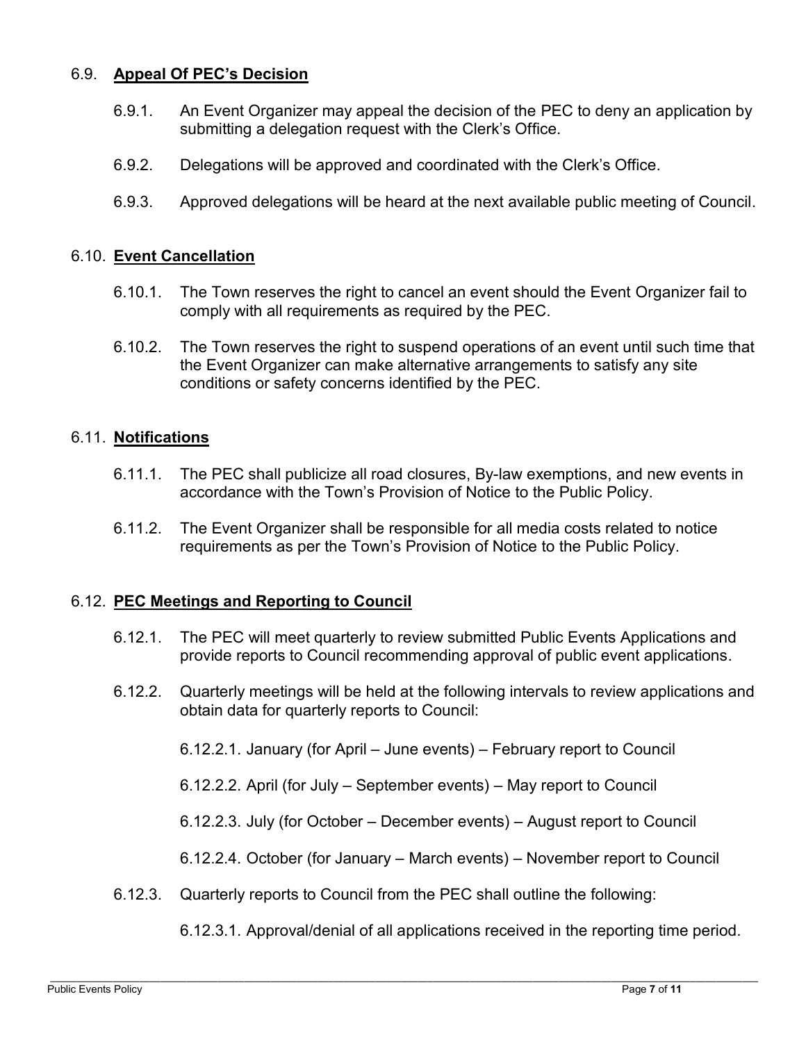## 6.9. **Appeal Of PEC's Decision**

6.9.1. An Event Organizer may appeal the decision of the PEC to deny an application by submitting a delegation request with the Clerk's Office.

6.9.2. Delegations will be approved and coordinated with the Clerk's Office.

6.9.3. Approved delegations will be heard at the next available public meeting of Council.

## 6.10. **Event Cancellation**

6.10.1. The Town reserves the right to cancel an event should the Event Organizer fail to comply with all requirements as required by the PEC.

6.10.2. The Town reserves the right to suspend operations of an event until such time that the Event Organizer can make alternative arrangements to satisfy any site conditions or safety concerns identified by the PEC.

## 6.11. **Notifications**

6.11.1. The PEC shall publicize all road closures, By-law exemptions, and new events in accordance with the Town's Provision of Notice to the Public Policy.

6.11.2. The Event Organizer shall be responsible for all media costs related to notice requirements as per the Town's Provision of Notice to the Public Policy.

## 6.12. **PEC Meetings and Reporting to Council**

6.12.1. The PEC will meet quarterly to review submitted Public Events Applications and provide reports to Council recommending approval of public event applications.

6.12.2. Quarterly meetings will be held at the following intervals to review applications and obtain data for quarterly reports to Council:

6.12.2.1. January (for April – June events) – February report to Council

6.12.2.2. April (for July – September events) – May report to Council

6.12.2.3. July (for October – December events) – August report to Council

6.12.2.4. October (for January – March events) – November report to Council

6.12.3. Quarterly reports to Council from the PEC shall outline the following:

6.12.3.1. Approval/denial of all applications received in the reporting time period.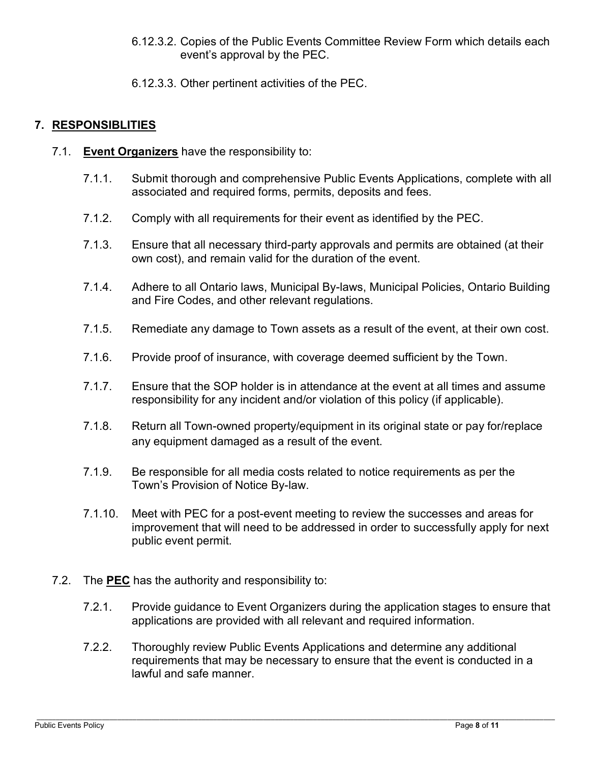6.12.3.2. Copies of the Public Events Committee Review Form which details each event's approval by the PEC.

6.12.3.3. Other pertinent activities of the PEC.

## 7. RESPONSIBLITIES

7.1. **Event Organizers** have the responsibility to:

7.1.1. Submit thorough and comprehensive Public Events Applications, complete with all associated and required forms, permits, deposits and fees.

7.1.2. Comply with all requirements for their event as identified by the PEC.

7.1.3. Ensure that all necessary third-party approvals and permits are obtained (at their own cost), and remain valid for the duration of the event.

7.1.4. Adhere to all Ontario laws, Municipal By-laws, Municipal Policies, Ontario Building and Fire Codes, and other relevant regulations.

7.1.5. Remediate any damage to Town assets as a result of the event, at their own cost.

7.1.6. Provide proof of insurance, with coverage deemed sufficient by the Town.

7.1.7. Ensure that the SOP holder is in attendance at the event at all times and assume responsibility for any incident and/or violation of this policy (if applicable).

7.1.8. Return all Town-owned property/equipment in its original state or pay for/replace any equipment damaged as a result of the event.

7.1.9. Be responsible for all media costs related to notice requirements as per the Town's Provision of Notice By-law.

7.1.10. Meet with PEC for a post-event meeting to review the successes and areas for improvement that will need to be addressed in order to successfully apply for next public event permit.

7.2. The **PEC** has the authority and responsibility to:

7.2.1. Provide guidance to Event Organizers during the application stages to ensure that applications are provided with all relevant and required information.

7.2.2. Thoroughly review Public Events Applications and determine any additional requirements that may be necessary to ensure that the event is conducted in a lawful and safe manner.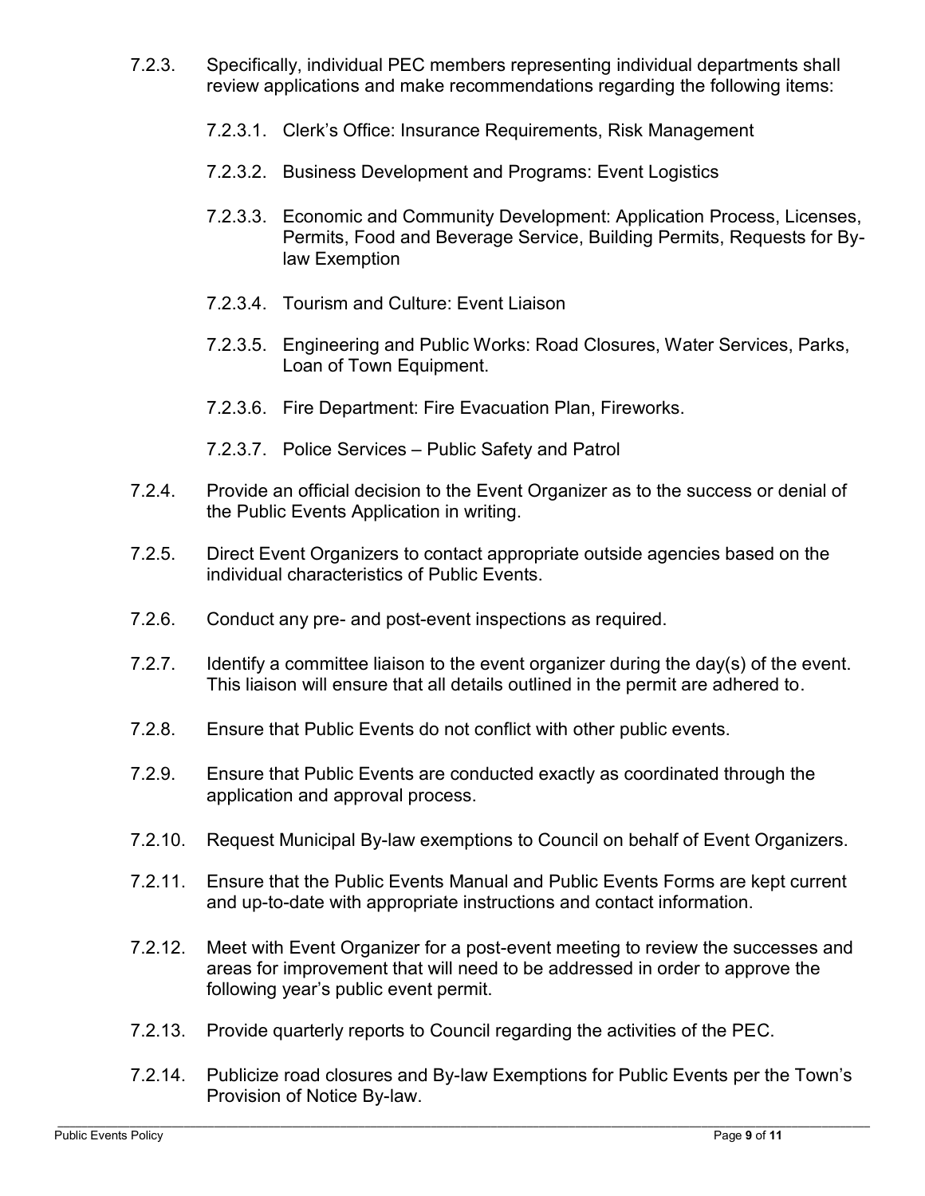7.2.3. Specifically, individual PEC members representing individual departments shall review applications and make recommendations regarding the following items:

7.2.3.1. Clerk's Office: Insurance Requirements, Risk Management

7.2.3.2. Business Development and Programs: Event Logistics

7.2.3.3. Economic and Community Development: Application Process, Licenses, Permits, Food and Beverage Service, Building Permits, Requests for By-law Exemption

7.2.3.4. Tourism and Culture: Event Liaison

7.2.3.5. Engineering and Public Works: Road Closures, Water Services, Parks, Loan of Town Equipment.

7.2.3.6. Fire Department: Fire Evacuation Plan, Fireworks.

7.2.3.7. Police Services – Public Safety and Patrol

7.2.4. Provide an official decision to the Event Organizer as to the success or denial of the Public Events Application in writing.

7.2.5. Direct Event Organizers to contact appropriate outside agencies based on the individual characteristics of Public Events.

7.2.6. Conduct any pre- and post-event inspections as required.

7.2.7. Identify a committee liaison to the event organizer during the day(s) of the event. This liaison will ensure that all details outlined in the permit are adhered to.

7.2.8. Ensure that Public Events do not conflict with other public events.

7.2.9. Ensure that Public Events are conducted exactly as coordinated through the application and approval process.

7.2.10. Request Municipal By-law exemptions to Council on behalf of Event Organizers.

7.2.11. Ensure that the Public Events Manual and Public Events Forms are kept current and up-to-date with appropriate instructions and contact information.

7.2.12. Meet with Event Organizer for a post-event meeting to review the successes and areas for improvement that will need to be addressed in order to approve the following year's public event permit.

7.2.13. Provide quarterly reports to Council regarding the activities of the PEC.

7.2.14. Publicize road closures and By-law Exemptions for Public Events per the Town's Provision of Notice By-law.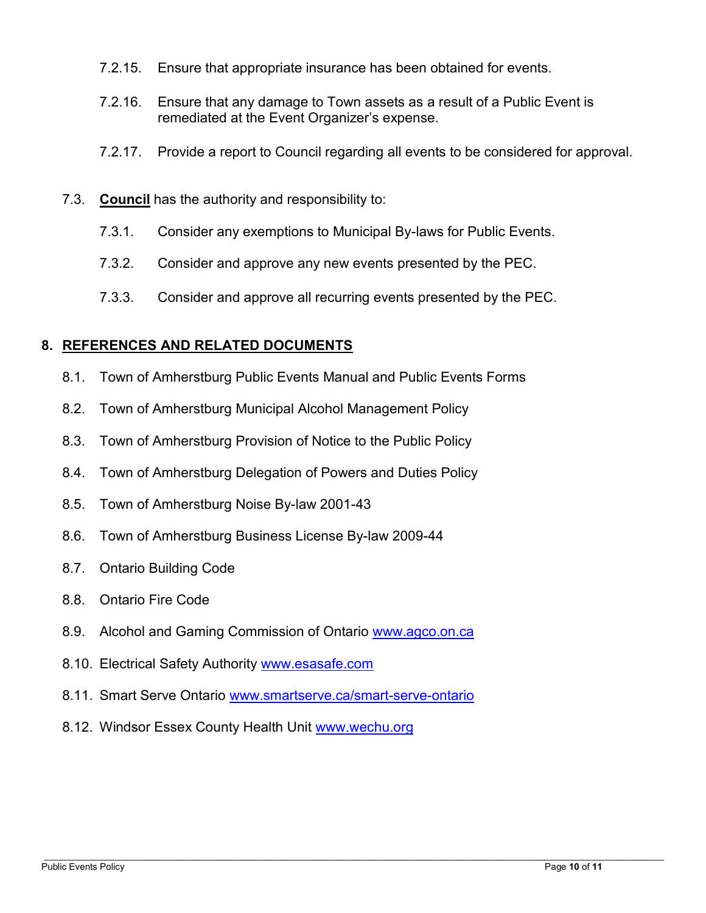7.2.15. Ensure that appropriate insurance has been obtained for events.

7.2.16. Ensure that any damage to Town assets as a result of a Public Event is remediated at the Event Organizer's expense.

7.2.17. Provide a report to Council regarding all events to be considered for approval.

7.3. **Council** has the authority and responsibility to:

7.3.1. Consider any exemptions to Municipal By-laws for Public Events.

7.3.2. Consider and approve any new events presented by the PEC.

7.3.3. Consider and approve all recurring events presented by the PEC.

## 8. REFERENCES AND RELATED DOCUMENTS

8.1. Town of Amherstburg Public Events Manual and Public Events Forms

8.2. Town of Amherstburg Municipal Alcohol Management Policy

8.3. Town of Amherstburg Provision of Notice to the Public Policy

8.4. Town of Amherstburg Delegation of Powers and Duties Policy

8.5. Town of Amherstburg Noise By-law 2001-43

8.6. Town of Amherstburg Business License By-law 2009-44

8.7. Ontario Building Code

8.8. Ontario Fire Code

8.9. Alcohol and Gaming Commission of Ontario www.agco.on.ca

8.10. Electrical Safety Authority www.esasafe.com

8.11. Smart Serve Ontario www.smartserve.ca/smart-serve-ontario

8.12. Windsor Essex County Health Unit www.wechu.org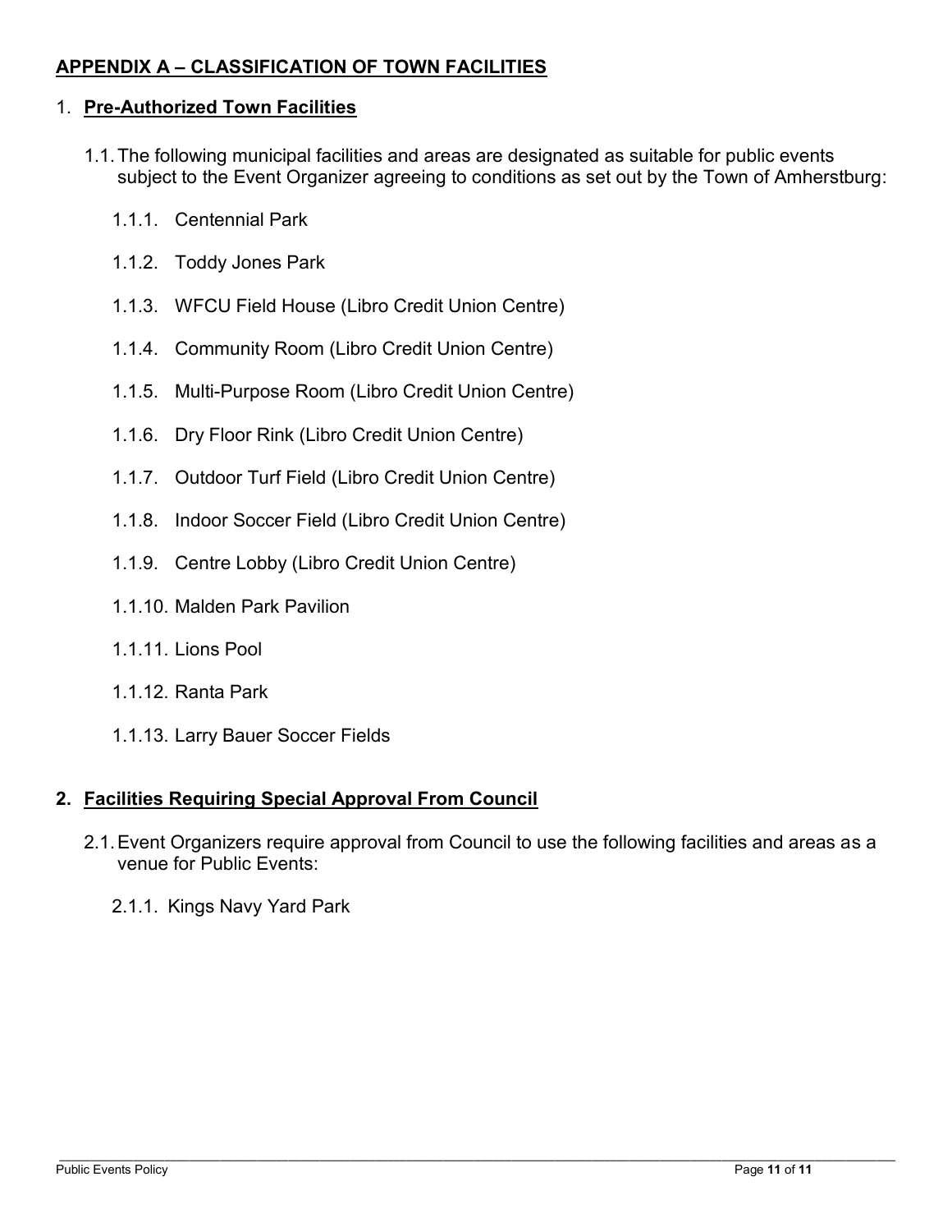## APPENDIX A – CLASSIFICATION OF TOWN FACILITIES

### 1. Pre-Authorized Town Facilities

1.1. The following municipal facilities and areas are designated as suitable for public events subject to the Event Organizer agreeing to conditions as set out by the Town of Amherstburg:

1.1.1. Centennial Park

1.1.2. Toddy Jones Park

1.1.3. WFCU Field House (Libro Credit Union Centre)

1.1.4. Community Room (Libro Credit Union Centre)

1.1.5. Multi-Purpose Room (Libro Credit Union Centre)

1.1.6. Dry Floor Rink (Libro Credit Union Centre)

1.1.7. Outdoor Turf Field (Libro Credit Union Centre)

1.1.8. Indoor Soccer Field (Libro Credit Union Centre)

1.1.9. Centre Lobby (Libro Credit Union Centre)

1.1.10. Malden Park Pavilion

1.1.11. Lions Pool

1.1.12. Ranta Park

1.1.13. Larry Bauer Soccer Fields

### 2. Facilities Requiring Special Approval From Council

2.1. Event Organizers require approval from Council to use the following facilities and areas as a venue for Public Events:

2.1.1. Kings Navy Yard Park